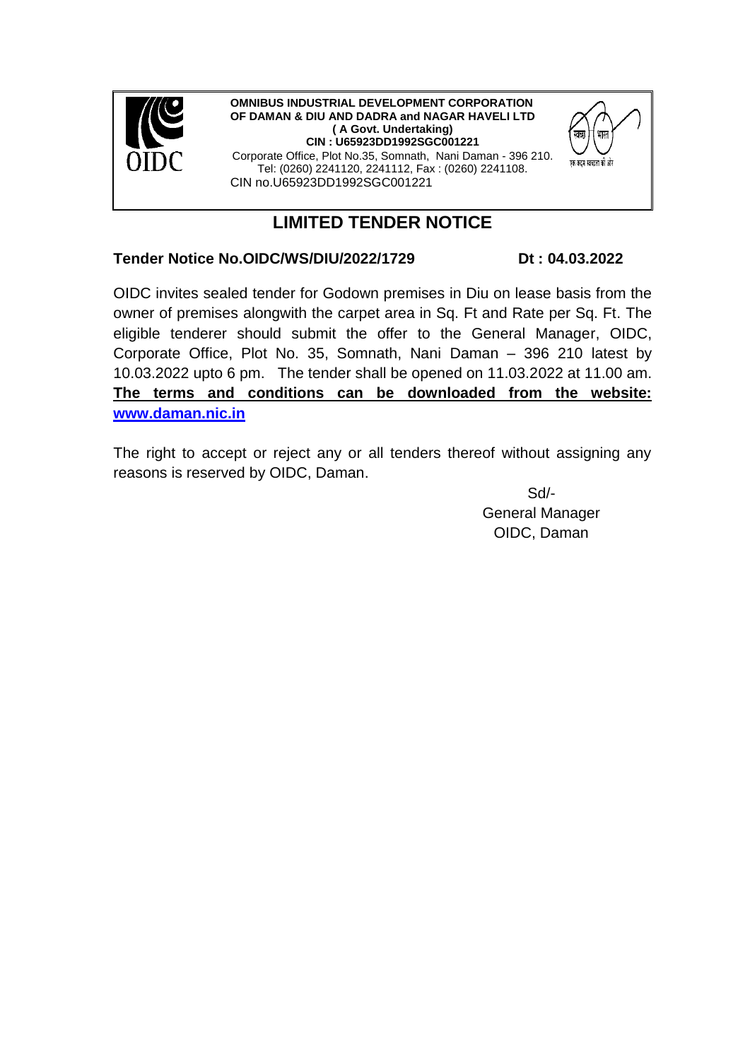**OMNIBUS INDUSTRIAL DEVELOPMENT CORPORATION OF DAMAN & DIU AND DADRA and NAGAR HAVELI LTD**
**( A Govt. Undertaking)**
**CIN : U65923DD1992SGC001221**
Corporate Office, Plot No.35, Somnath, Nani Daman - 396 210.
Tel: (0260) 2241120, 2241112, Fax : (0260) 2241108.
CIN no.U65923DD1992SGC001221

# LIMITED TENDER NOTICE

**Tender Notice No.OIDC/WS/DIU/2022/1729** **Dt : 04.03.2022**

OIDC invites sealed tender for Godown premises in Diu on lease basis from the owner of premises alongwith the carpet area in Sq. Ft and Rate per Sq. Ft. The eligible tenderer should submit the offer to the General Manager, OIDC, Corporate Office, Plot No. 35, Somnath, Nani Daman – 396 210 latest by 10.03.2022 upto 6 pm. The tender shall be opened on 11.03.2022 at 11.00 am. **The terms and conditions can be downloaded from the website: www.daman.nic.in**

The right to accept or reject any or all tenders thereof without assigning any reasons is reserved by OIDC, Daman.

Sd/-
General Manager
OIDC, Daman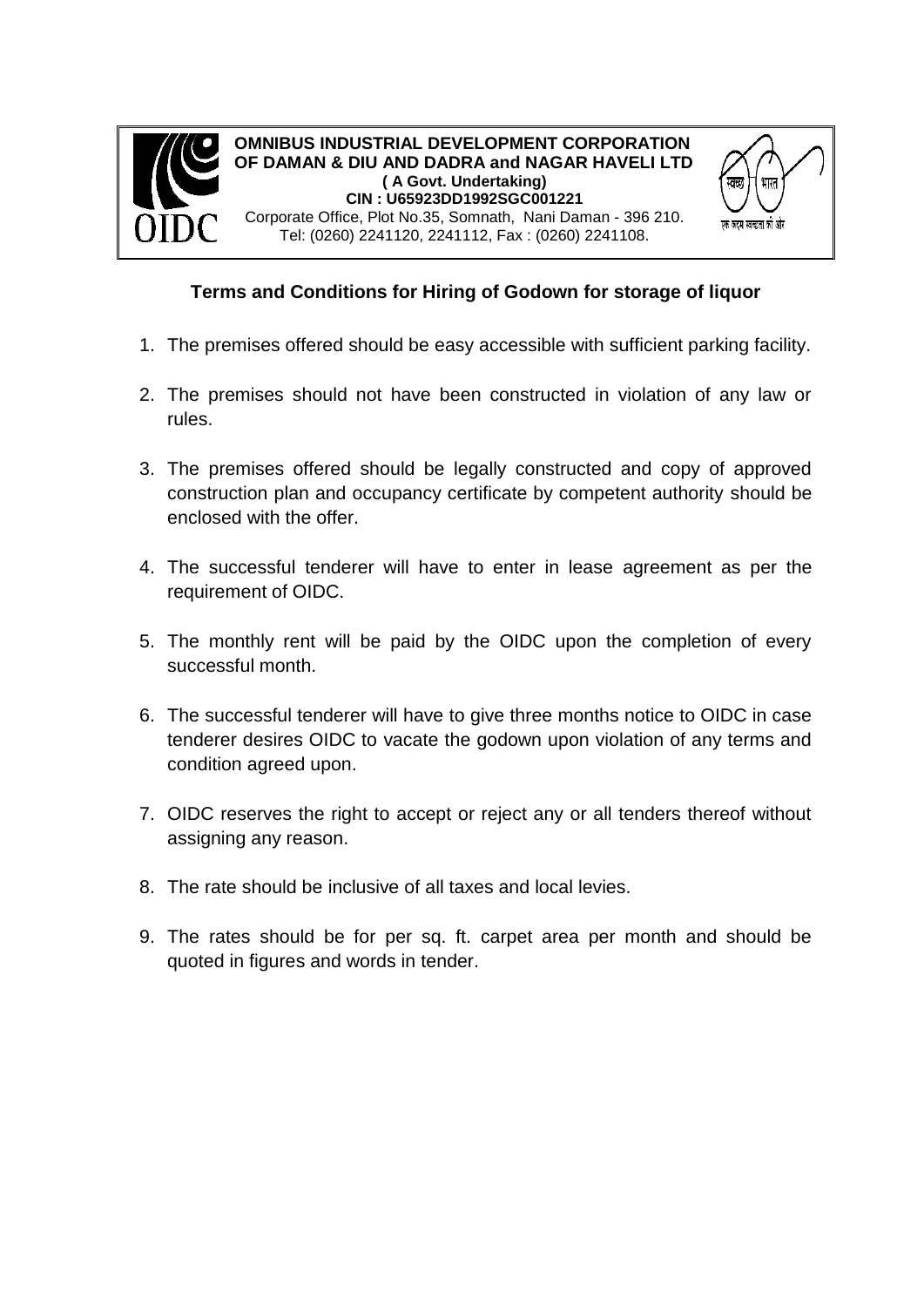**OMNIBUS INDUSTRIAL DEVELOPMENT CORPORATION OF DAMAN & DIU AND DADRA and NAGAR HAVELI LTD**
**( A Govt. Undertaking)**
**CIN : U65923DD1992SGC001221**
Corporate Office, Plot No.35, Somnath, Nani Daman - 396 210.
Tel: (0260) 2241120, 2241112, Fax : (0260) 2241108.

## Terms and Conditions for Hiring of Godown for storage of liquor

1. The premises offered should be easy accessible with sufficient parking facility.
2. The premises should not have been constructed in violation of any law or rules.
3. The premises offered should be legally constructed and copy of approved construction plan and occupancy certificate by competent authority should be enclosed with the offer.
4. The successful tenderer will have to enter in lease agreement as per the requirement of OIDC.
5. The monthly rent will be paid by the OIDC upon the completion of every successful month.
6. The successful tenderer will have to give three months notice to OIDC in case tenderer desires OIDC to vacate the godown upon violation of any terms and condition agreed upon.
7. OIDC reserves the right to accept or reject any or all tenders thereof without assigning any reason.
8. The rate should be inclusive of all taxes and local levies.
9. The rates should be for per sq. ft. carpet area per month and should be quoted in figures and words in tender.